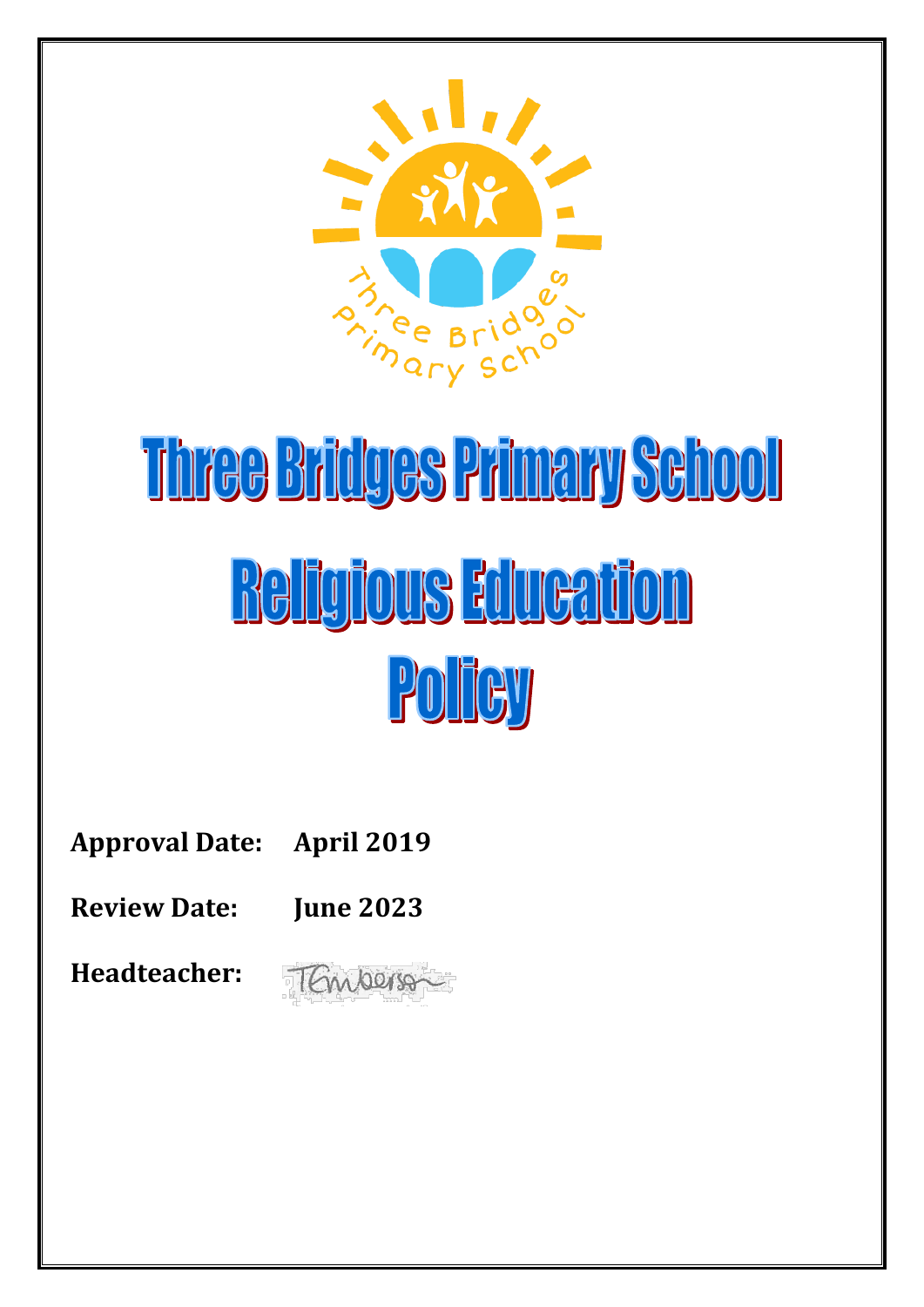# Three Bridges Primary School

# Religious Education Policy

**Approval Date:** April 2019

**Review Date:** June 2023

**Headteacher:**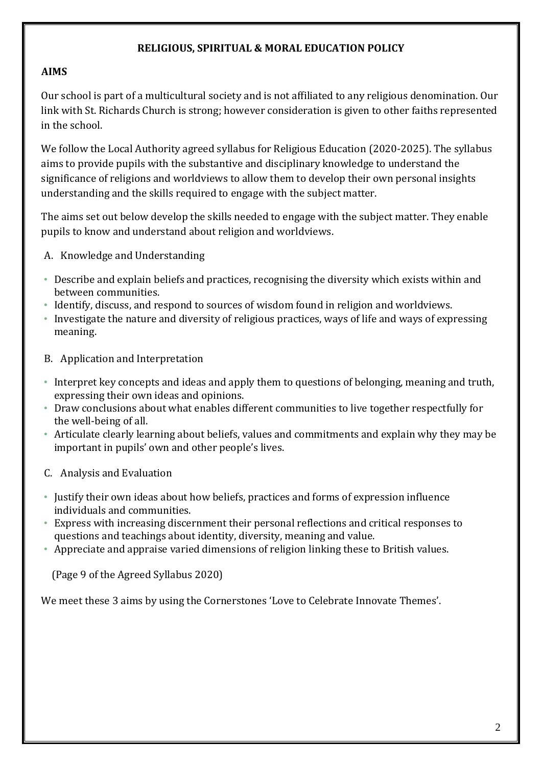## RELIGIOUS, SPIRITUAL & MORAL EDUCATION POLICY

### AIMS

Our school is part of a multicultural society and is not affiliated to any religious denomination. Our link with St. Richards Church is strong; however consideration is given to other faiths represented in the school.

We follow the Local Authority agreed syllabus for Religious Education (2020-2025). The syllabus aims to provide pupils with the substantive and disciplinary knowledge to understand the significance of religions and worldviews to allow them to develop their own personal insights understanding and the skills required to engage with the subject matter.

The aims set out below develop the skills needed to engage with the subject matter. They enable pupils to know and understand about religion and worldviews.

A. Knowledge and Understanding

- Describe and explain beliefs and practices, recognising the diversity which exists within and between communities.
- Identify, discuss, and respond to sources of wisdom found in religion and worldviews.
- Investigate the nature and diversity of religious practices, ways of life and ways of expressing meaning.

B. Application and Interpretation

- Interpret key concepts and ideas and apply them to questions of belonging, meaning and truth, expressing their own ideas and opinions.
- Draw conclusions about what enables different communities to live together respectfully for the well-being of all.
- Articulate clearly learning about beliefs, values and commitments and explain why they may be important in pupils' own and other people's lives.

C. Analysis and Evaluation

- Justify their own ideas about how beliefs, practices and forms of expression influence individuals and communities.
- Express with increasing discernment their personal reflections and critical responses to questions and teachings about identity, diversity, meaning and value.
- Appreciate and appraise varied dimensions of religion linking these to British values.

(Page 9 of the Agreed Syllabus 2020)

We meet these 3 aims by using the Cornerstones 'Love to Celebrate Innovate Themes'.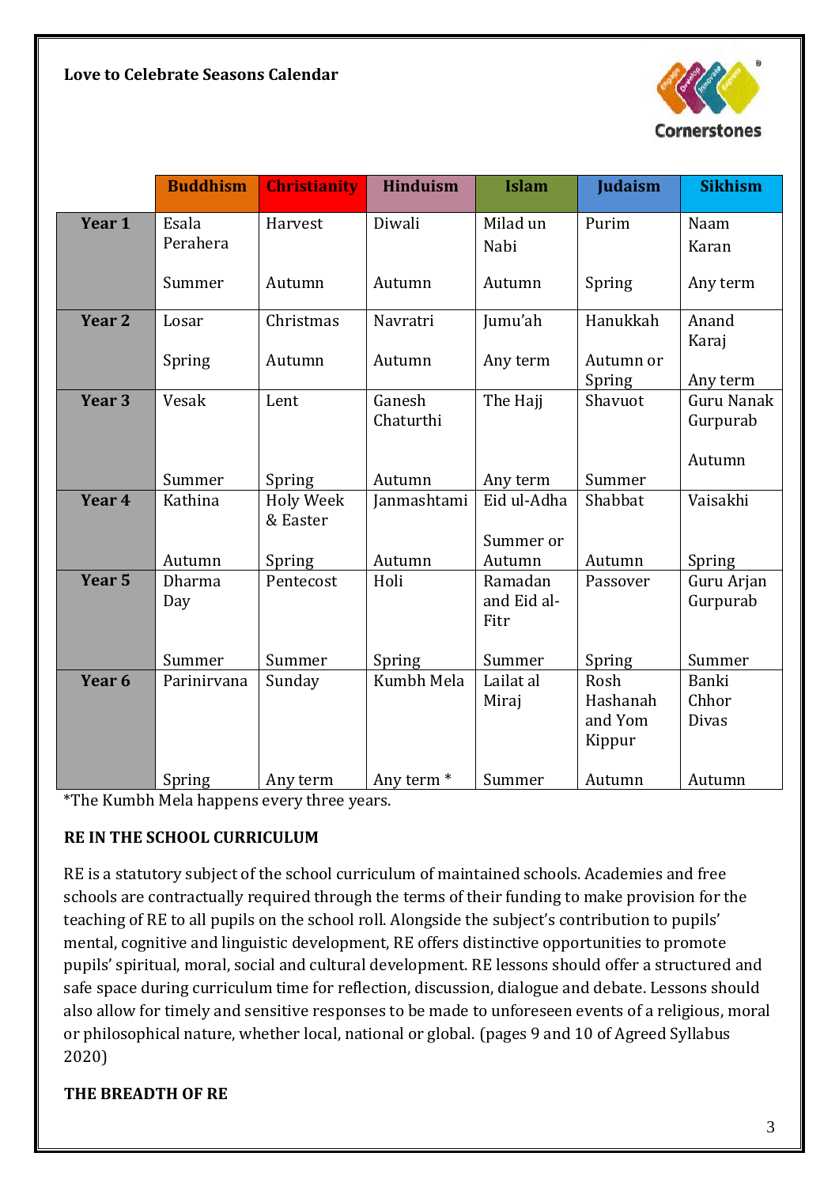**Love to Celebrate Seasons Calendar**

| | Buddhism | Christianity | Hinduism | Islam | Judaism | Sikhism |
|---|---|---|---|---|---|---|
| **Year 1** | Esala Perahera<br><br>Summer | Harvest<br><br>Autumn | Diwali<br><br>Autumn | Milad un Nabi<br><br>Autumn | Purim<br><br>Spring | Naam Karan<br><br>Any term |
| **Year 2** | Losar<br><br>Spring | Christmas<br><br>Autumn | Navratri<br><br>Autumn | Jumu'ah<br><br>Any term | Hanukkah<br><br>Autumn or Spring | Anand Karaj<br><br>Any term |
| **Year 3** | Vesak<br><br>Summer | Lent<br><br>Spring | Ganesh Chaturthi<br><br>Autumn | The Hajj<br><br>Any term | Shavuot<br><br>Summer | Guru Nanak Gurpurab<br><br>Autumn |
| **Year 4** | Kathina<br><br>Autumn | Holy Week & Easter<br><br>Spring | Janmashtami<br><br>Autumn | Eid ul-Adha<br><br>Summer or Autumn | Shabbat<br><br>Autumn | Vaisakhi<br><br>Spring |
| **Year 5** | Dharma Day<br><br>Summer | Pentecost<br><br>Summer | Holi<br><br>Spring | Ramadan and Eid al-Fitr<br><br>Summer | Passover<br><br>Spring | Guru Arjan Gurpurab<br><br>Summer |
| **Year 6** | Parinirvana<br><br>Spring | Sunday<br><br>Any term | Kumbh Mela<br><br>Any term * | Lailat al Miraj<br><br>Summer | Rosh Hashanah and Yom Kippur<br><br>Autumn | Banki Chhor Divas<br><br>Autumn |

*The Kumbh Mela happens every three years.

**RE IN THE SCHOOL CURRICULUM**

RE is a statutory subject of the school curriculum of maintained schools. Academies and free schools are contractually required through the terms of their funding to make provision for the teaching of RE to all pupils on the school roll. Alongside the subject's contribution to pupils' mental, cognitive and linguistic development, RE offers distinctive opportunities to promote pupils' spiritual, moral, social and cultural development. RE lessons should offer a structured and safe space during curriculum time for reflection, discussion, dialogue and debate. Lessons should also allow for timely and sensitive responses to be made to unforeseen events of a religious, moral or philosophical nature, whether local, national or global. (pages 9 and 10 of Agreed Syllabus 2020)

**THE BREADTH OF RE**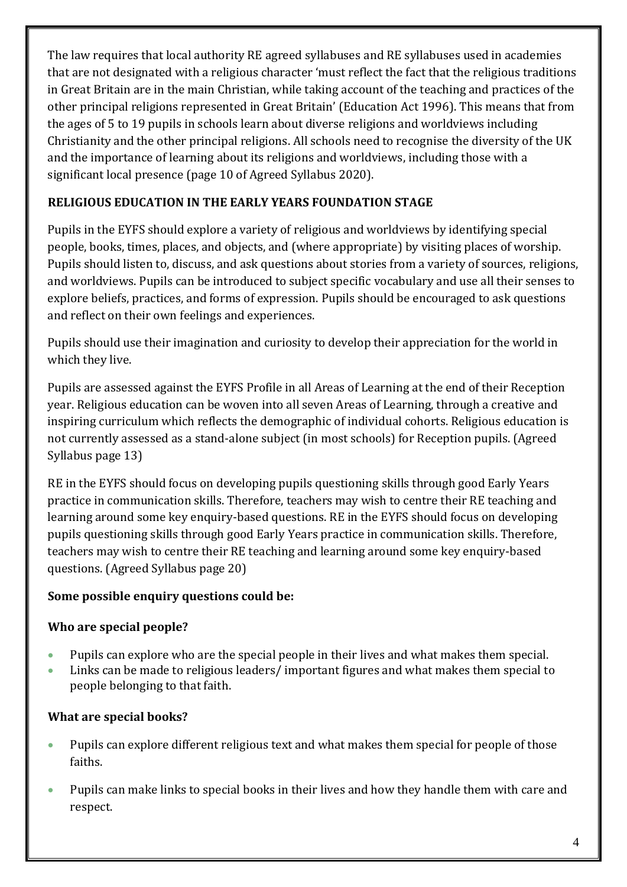The law requires that local authority RE agreed syllabuses and RE syllabuses used in academies that are not designated with a religious character 'must reflect the fact that the religious traditions in Great Britain are in the main Christian, while taking account of the teaching and practices of the other principal religions represented in Great Britain' (Education Act 1996). This means that from the ages of 5 to 19 pupils in schools learn about diverse religions and worldviews including Christianity and the other principal religions. All schools need to recognise the diversity of the UK and the importance of learning about its religions and worldviews, including those with a significant local presence (page 10 of Agreed Syllabus 2020).

## RELIGIOUS EDUCATION IN THE EARLY YEARS FOUNDATION STAGE

Pupils in the EYFS should explore a variety of religious and worldviews by identifying special people, books, times, places, and objects, and (where appropriate) by visiting places of worship. Pupils should listen to, discuss, and ask questions about stories from a variety of sources, religions, and worldviews. Pupils can be introduced to subject specific vocabulary and use all their senses to explore beliefs, practices, and forms of expression. Pupils should be encouraged to ask questions and reflect on their own feelings and experiences.

Pupils should use their imagination and curiosity to develop their appreciation for the world in which they live.

Pupils are assessed against the EYFS Profile in all Areas of Learning at the end of their Reception year. Religious education can be woven into all seven Areas of Learning, through a creative and inspiring curriculum which reflects the demographic of individual cohorts. Religious education is not currently assessed as a stand-alone subject (in most schools) for Reception pupils. (Agreed Syllabus page 13)

RE in the EYFS should focus on developing pupils questioning skills through good Early Years practice in communication skills. Therefore, teachers may wish to centre their RE teaching and learning around some key enquiry-based questions. RE in the EYFS should focus on developing pupils questioning skills through good Early Years practice in communication skills. Therefore, teachers may wish to centre their RE teaching and learning around some key enquiry-based questions. (Agreed Syllabus page 20)

**Some possible enquiry questions could be:**

### Who are special people?

- Pupils can explore who are the special people in their lives and what makes them special.
- Links can be made to religious leaders/ important figures and what makes them special to people belonging to that faith.

### What are special books?

- Pupils can explore different religious text and what makes them special for people of those faiths.
- Pupils can make links to special books in their lives and how they handle them with care and respect.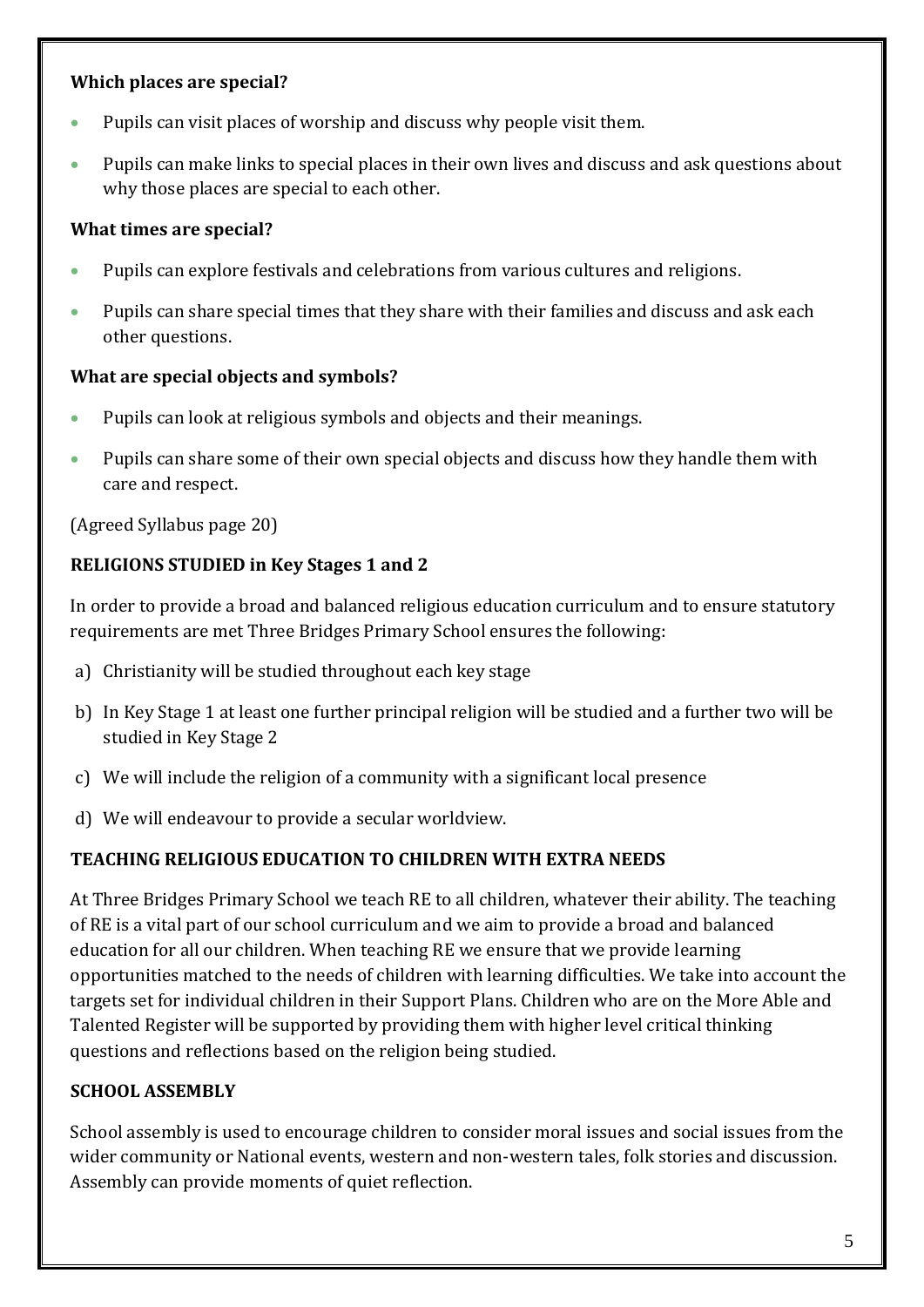**Which places are special?**

- Pupils can visit places of worship and discuss why people visit them.
- Pupils can make links to special places in their own lives and discuss and ask questions about why those places are special to each other.

**What times are special?**

- Pupils can explore festivals and celebrations from various cultures and religions.
- Pupils can share special times that they share with their families and discuss and ask each other questions.

**What are special objects and symbols?**

- Pupils can look at religious symbols and objects and their meanings.
- Pupils can share some of their own special objects and discuss how they handle them with care and respect.

(Agreed Syllabus page 20)

## RELIGIONS STUDIED in Key Stages 1 and 2

In order to provide a broad and balanced religious education curriculum and to ensure statutory requirements are met Three Bridges Primary School ensures the following:

a) Christianity will be studied throughout each key stage

b) In Key Stage 1 at least one further principal religion will be studied and a further two will be studied in Key Stage 2

c) We will include the religion of a community with a significant local presence

d) We will endeavour to provide a secular worldview.

## TEACHING RELIGIOUS EDUCATION TO CHILDREN WITH EXTRA NEEDS

At Three Bridges Primary School we teach RE to all children, whatever their ability. The teaching of RE is a vital part of our school curriculum and we aim to provide a broad and balanced education for all our children. When teaching RE we ensure that we provide learning opportunities matched to the needs of children with learning difficulties. We take into account the targets set for individual children in their Support Plans. Children who are on the More Able and Talented Register will be supported by providing them with higher level critical thinking questions and reflections based on the religion being studied.

## SCHOOL ASSEMBLY

School assembly is used to encourage children to consider moral issues and social issues from the wider community or National events, western and non-western tales, folk stories and discussion. Assembly can provide moments of quiet reflection.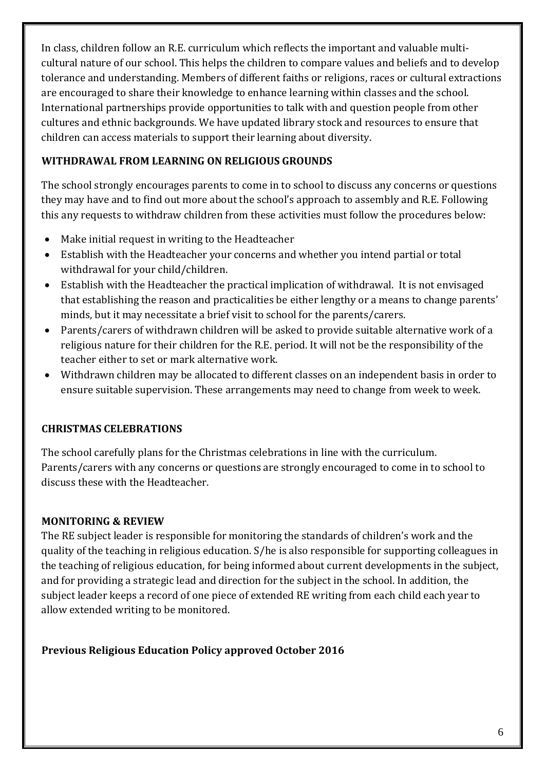In class, children follow an R.E. curriculum which reflects the important and valuable multi-cultural nature of our school. This helps the children to compare values and beliefs and to develop tolerance and understanding. Members of different faiths or religions, races or cultural extractions are encouraged to share their knowledge to enhance learning within classes and the school. International partnerships provide opportunities to talk with and question people from other cultures and ethnic backgrounds. We have updated library stock and resources to ensure that children can access materials to support their learning about diversity.

## WITHDRAWAL FROM LEARNING ON RELIGIOUS GROUNDS

The school strongly encourages parents to come in to school to discuss any concerns or questions they may have and to find out more about the school's approach to assembly and R.E. Following this any requests to withdraw children from these activities must follow the procedures below:

- Make initial request in writing to the Headteacher
- Establish with the Headteacher your concerns and whether you intend partial or total withdrawal for your child/children.
- Establish with the Headteacher the practical implication of withdrawal. It is not envisaged that establishing the reason and practicalities be either lengthy or a means to change parents' minds, but it may necessitate a brief visit to school for the parents/carers.
- Parents/carers of withdrawn children will be asked to provide suitable alternative work of a religious nature for their children for the R.E. period. It will not be the responsibility of the teacher either to set or mark alternative work.
- Withdrawn children may be allocated to different classes on an independent basis in order to ensure suitable supervision. These arrangements may need to change from week to week.

## CHRISTMAS CELEBRATIONS

The school carefully plans for the Christmas celebrations in line with the curriculum. Parents/carers with any concerns or questions are strongly encouraged to come in to school to discuss these with the Headteacher.

## MONITORING & REVIEW

The RE subject leader is responsible for monitoring the standards of children's work and the quality of the teaching in religious education. S/he is also responsible for supporting colleagues in the teaching of religious education, for being informed about current developments in the subject, and for providing a strategic lead and direction for the subject in the school. In addition, the subject leader keeps a record of one piece of extended RE writing from each child each year to allow extended writing to be monitored.

**Previous Religious Education Policy approved October 2016**